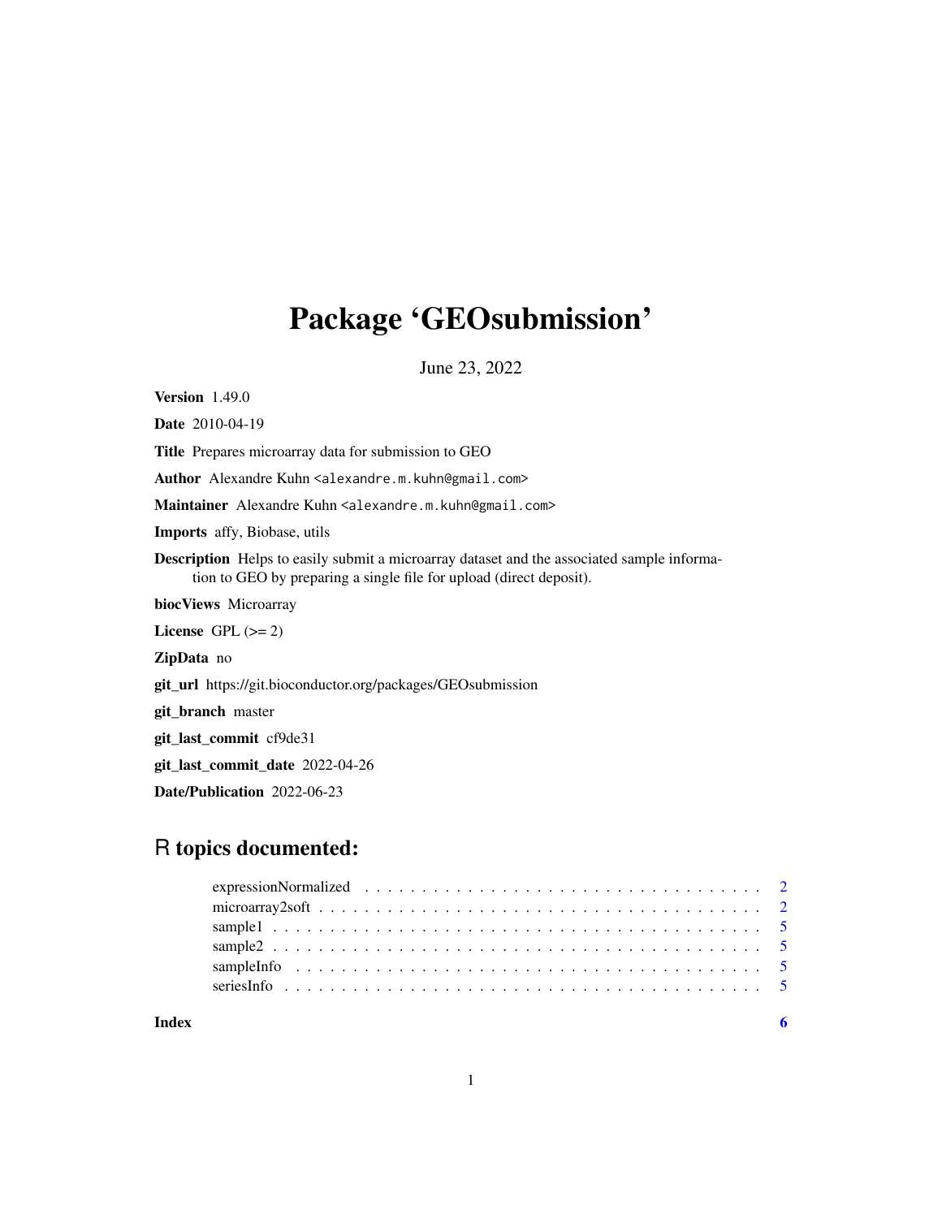# Package 'GEOsubmission'

June 23, 2022

**Version** 1.49.0

**Date** 2010-04-19

**Title** Prepares microarray data for submission to GEO

**Author** Alexandre Kuhn <alexandre.m.kuhn@gmail.com>

**Maintainer** Alexandre Kuhn <alexandre.m.kuhn@gmail.com>

**Imports** affy, Biobase, utils

**Description** Helps to easily submit a microarray dataset and the associated sample information to GEO by preparing a single file for upload (direct deposit).

**biocViews** Microarray

**License** GPL (>= 2)

**ZipData** no

**git_url** https://git.bioconductor.org/packages/GEOsubmission

**git_branch** master

**git_last_commit** cf9de31

**git_last_commit_date** 2022-04-26

**Date/Publication** 2022-06-23

## R topics documented:

- expressionNormalized . . . . . . . . . . . . . . . . . . . . . . . . . . . . . . . . . . 2
- microarray2soft . . . . . . . . . . . . . . . . . . . . . . . . . . . . . . . . . . . . . 2
- sample1 . . . . . . . . . . . . . . . . . . . . . . . . . . . . . . . . . . . . . . . . . 5
- sample2 . . . . . . . . . . . . . . . . . . . . . . . . . . . . . . . . . . . . . . . . . 5
- sampleInfo . . . . . . . . . . . . . . . . . . . . . . . . . . . . . . . . . . . . . . . 5
- seriesInfo . . . . . . . . . . . . . . . . . . . . . . . . . . . . . . . . . . . . . . . 5

**Index** 6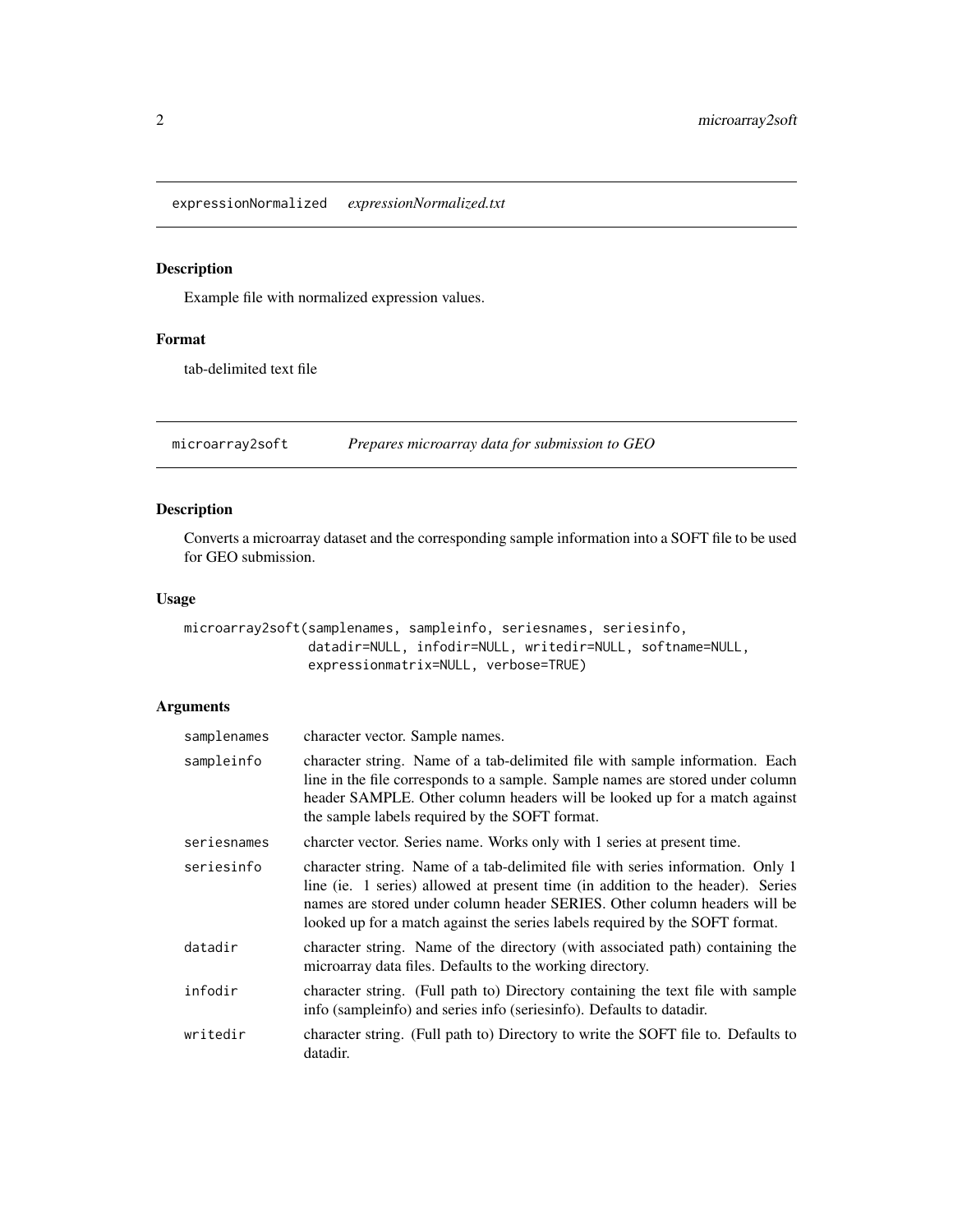## expressionNormalized *expressionNormalized.txt*

### Description

Example file with normalized expression values.

### Format

tab-delimited text file

## microarray2soft *Prepares microarray data for submission to GEO*

### Description

Converts a microarray dataset and the corresponding sample information into a SOFT file to be used for GEO submission.

### Usage

```
microarray2soft(samplenames, sampleinfo, seriesnames, seriesinfo,
                datadir=NULL, infodir=NULL, writedir=NULL, softname=NULL,
                expressionmatrix=NULL, verbose=TRUE)
```

### Arguments

| | |
|---|---|
| samplenames | character vector. Sample names. |
| sampleinfo | character string. Name of a tab-delimited file with sample information. Each line in the file corresponds to a sample. Sample names are stored under column header SAMPLE. Other column headers will be looked up for a match against the sample labels required by the SOFT format. |
| seriesnames | charcter vector. Series name. Works only with 1 series at present time. |
| seriesinfo | character string. Name of a tab-delimited file with series information. Only 1 line (ie. 1 series) allowed at present time (in addition to the header). Series names are stored under column header SERIES. Other column headers will be looked up for a match against the series labels required by the SOFT format. |
| datadir | character string. Name of the directory (with associated path) containing the microarray data files. Defaults to the working directory. |
| infodir | character string. (Full path to) Directory containing the text file with sample info (sampleinfo) and series info (seriesinfo). Defaults to datadir. |
| writedir | character string. (Full path to) Directory to write the SOFT file to. Defaults to datadir. |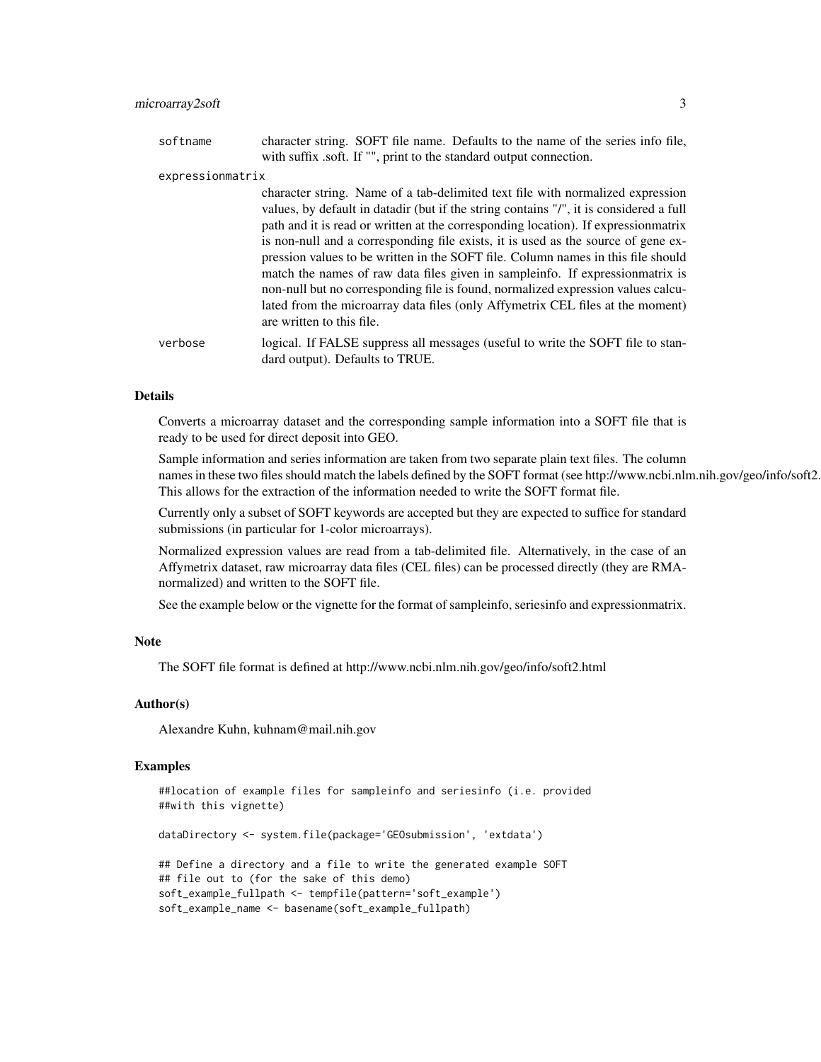softname
: character string. SOFT file name. Defaults to the name of the series info file, with suffix .soft. If "", print to the standard output connection.

expressionmatrix
: character string. Name of a tab-delimited text file with normalized expression values, by default in datadir (but if the string contains "/", it is considered a full path and it is read or written at the corresponding location). If expressionmatrix is non-null and a corresponding file exists, it is used as the source of gene expression values to be written in the SOFT file. Column names in this file should match the names of raw data files given in sampleinfo. If expressionmatrix is non-null but no corresponding file is found, normalized expression values calculated from the microarray data files (only Affymetrix CEL files at the moment) are written to this file.

verbose
: logical. If FALSE suppress all messages (useful to write the SOFT file to standard output). Defaults to TRUE.

## Details

Converts a microarray dataset and the corresponding sample information into a SOFT file that is ready to be used for direct deposit into GEO.

Sample information and series information are taken from two separate plain text files. The column names in these two files should match the labels defined by the SOFT format (see http://www.ncbi.nlm.nih.gov/geo/info/soft2. This allows for the extraction of the information needed to write the SOFT format file.

Currently only a subset of SOFT keywords are accepted but they are expected to suffice for standard submissions (in particular for 1-color microarrays).

Normalized expression values are read from a tab-delimited file. Alternatively, in the case of an Affymetrix dataset, raw microarray data files (CEL files) can be processed directly (they are RMA-normalized) and written to the SOFT file.

See the example below or the vignette for the format of sampleinfo, seriesinfo and expressionmatrix.

## Note

The SOFT file format is defined at http://www.ncbi.nlm.nih.gov/geo/info/soft2.html

## Author(s)

Alexandre Kuhn, kuhnam@mail.nih.gov

## Examples

```
##location of example files for sampleinfo and seriesinfo (i.e. provided
##with this vignette)

dataDirectory <- system.file(package='GEOsubmission', 'extdata')

## Define a directory and a file to write the generated example SOFT
## file out to (for the sake of this demo)
soft_example_fullpath <- tempfile(pattern='soft_example')
soft_example_name <- basename(soft_example_fullpath)
```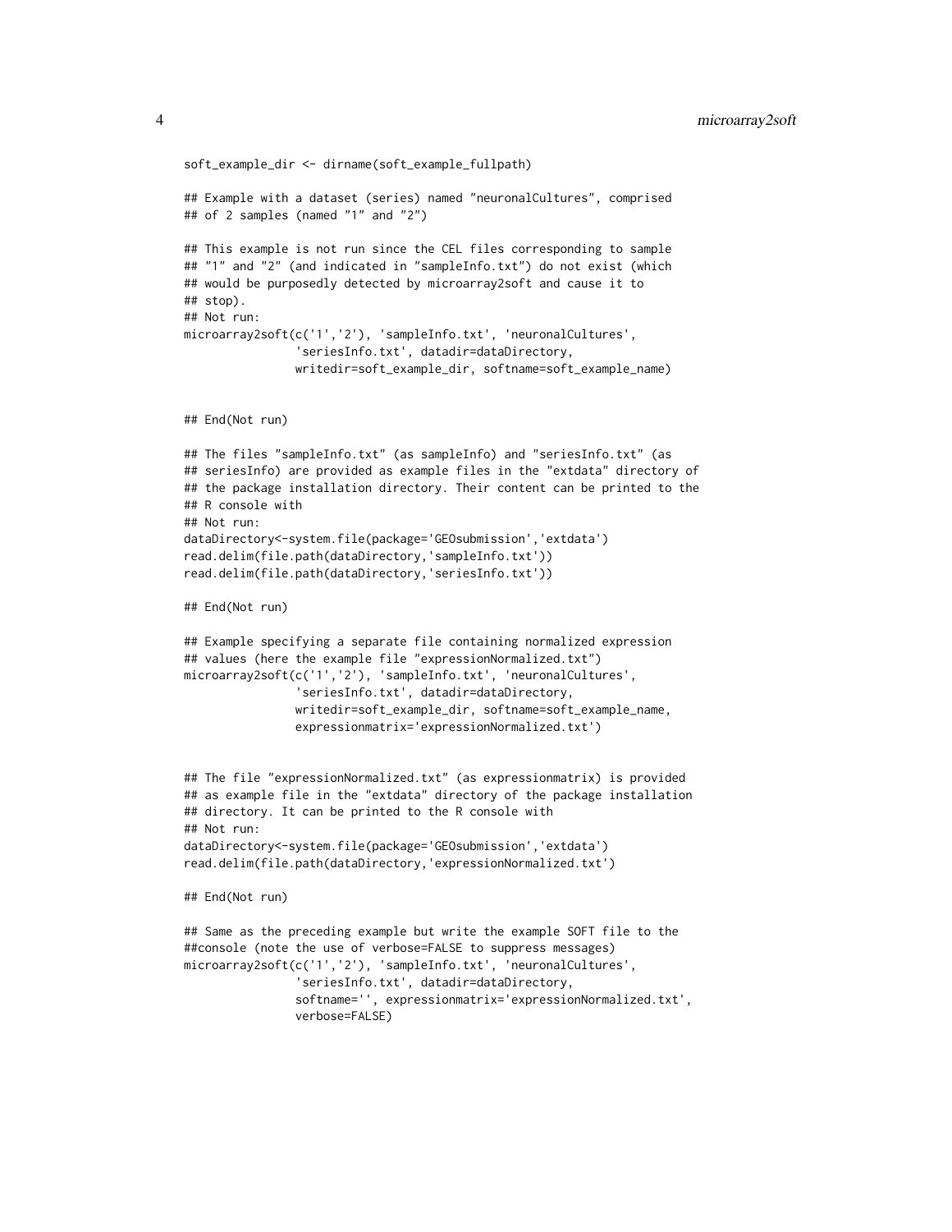```
soft_example_dir <- dirname(soft_example_fullpath)

## Example with a dataset (series) named "neuronalCultures", comprised
## of 2 samples (named "1" and "2")

## This example is not run since the CEL files corresponding to sample
## "1" and "2" (and indicated in "sampleInfo.txt") do not exist (which
## would be purposedly detected by microarray2soft and cause it to
## stop).
## Not run:
microarray2soft(c('1','2'), 'sampleInfo.txt', 'neuronalCultures',
                'seriesInfo.txt', datadir=dataDirectory,
                writedir=soft_example_dir, softname=soft_example_name)


## End(Not run)

## The files "sampleInfo.txt" (as sampleInfo) and "seriesInfo.txt" (as
## seriesInfo) are provided as example files in the "extdata" directory of
## the package installation directory. Their content can be printed to the
## R console with
## Not run:
dataDirectory<-system.file(package='GEOsubmission','extdata')
read.delim(file.path(dataDirectory,'sampleInfo.txt'))
read.delim(file.path(dataDirectory,'seriesInfo.txt'))

## End(Not run)

## Example specifying a separate file containing normalized expression
## values (here the example file "expressionNormalized.txt")
microarray2soft(c('1','2'), 'sampleInfo.txt', 'neuronalCultures',
                'seriesInfo.txt', datadir=dataDirectory,
                writedir=soft_example_dir, softname=soft_example_name,
                expressionmatrix='expressionNormalized.txt')


## The file "expressionNormalized.txt" (as expressionmatrix) is provided
## as example file in the "extdata" directory of the package installation
## directory. It can be printed to the R console with
## Not run:
dataDirectory<-system.file(package='GEOsubmission','extdata')
read.delim(file.path(dataDirectory,'expressionNormalized.txt')

## End(Not run)

## Same as the preceding example but write the example SOFT file to the
##console (note the use of verbose=FALSE to suppress messages)
microarray2soft(c('1','2'), 'sampleInfo.txt', 'neuronalCultures',
                'seriesInfo.txt', datadir=dataDirectory,
                softname='', expressionmatrix='expressionNormalized.txt',
                verbose=FALSE)
```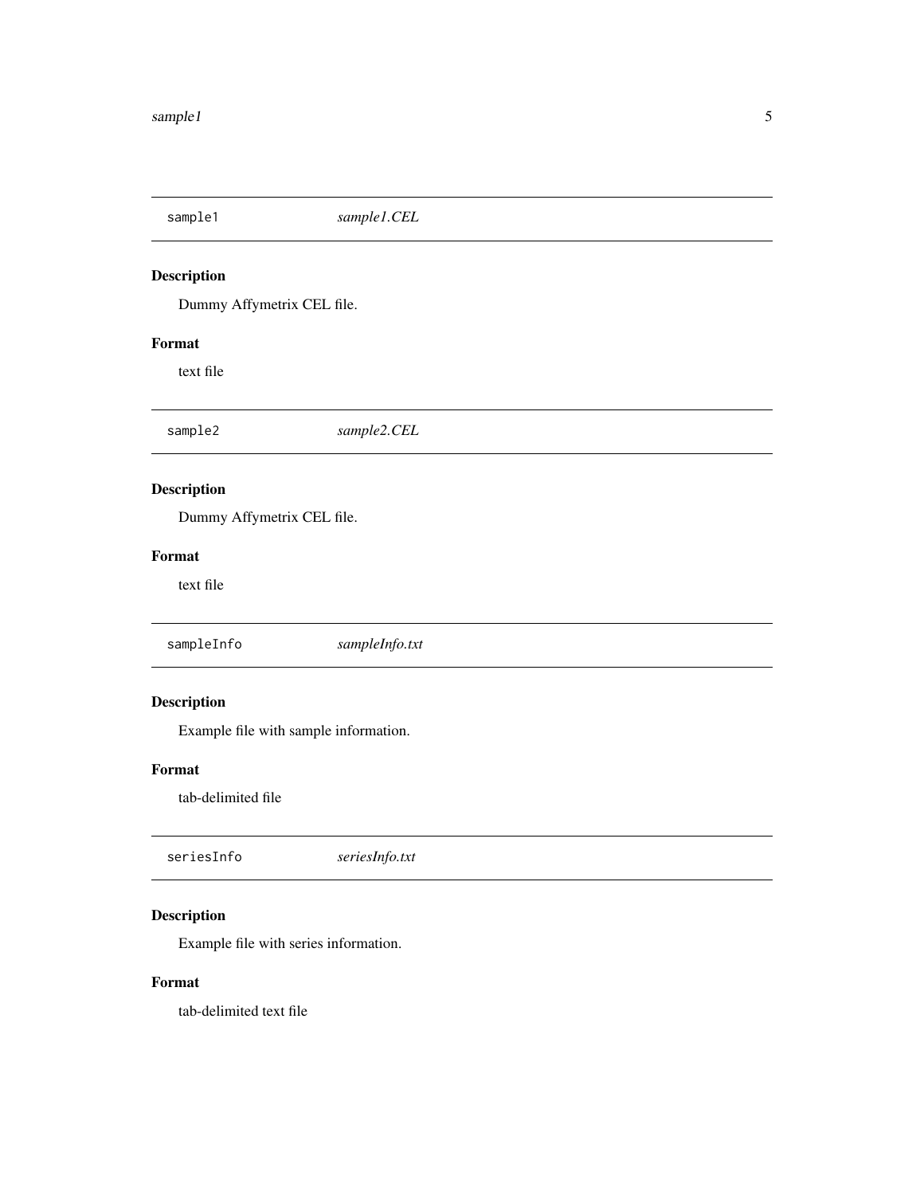## sample1 *sample1.CEL*

### Description

Dummy Affymetrix CEL file.

### Format

text file

## sample2 *sample2.CEL*

### Description

Dummy Affymetrix CEL file.

### Format

text file

## sampleInfo *sampleInfo.txt*

### Description

Example file with sample information.

### Format

tab-delimited file

## seriesInfo *seriesInfo.txt*

### Description

Example file with series information.

### Format

tab-delimited text file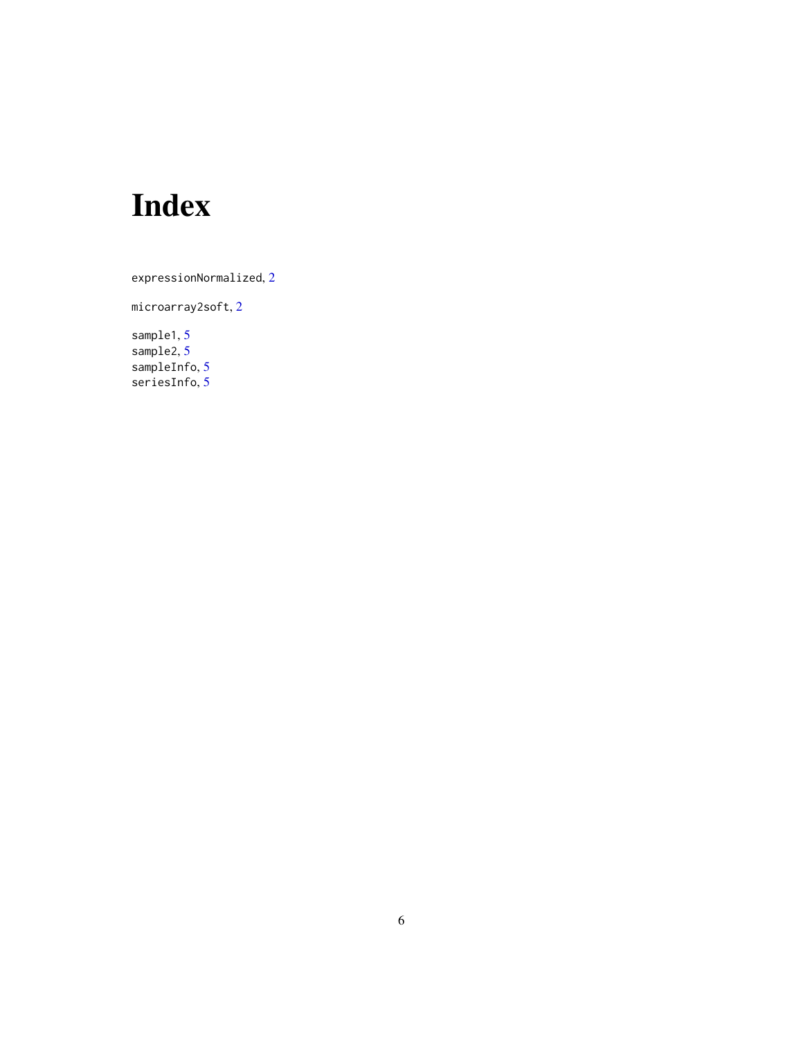# Index

expressionNormalized, 2

microarray2soft, 2

sample1, 5
sample2, 5
sampleInfo, 5
seriesInfo, 5